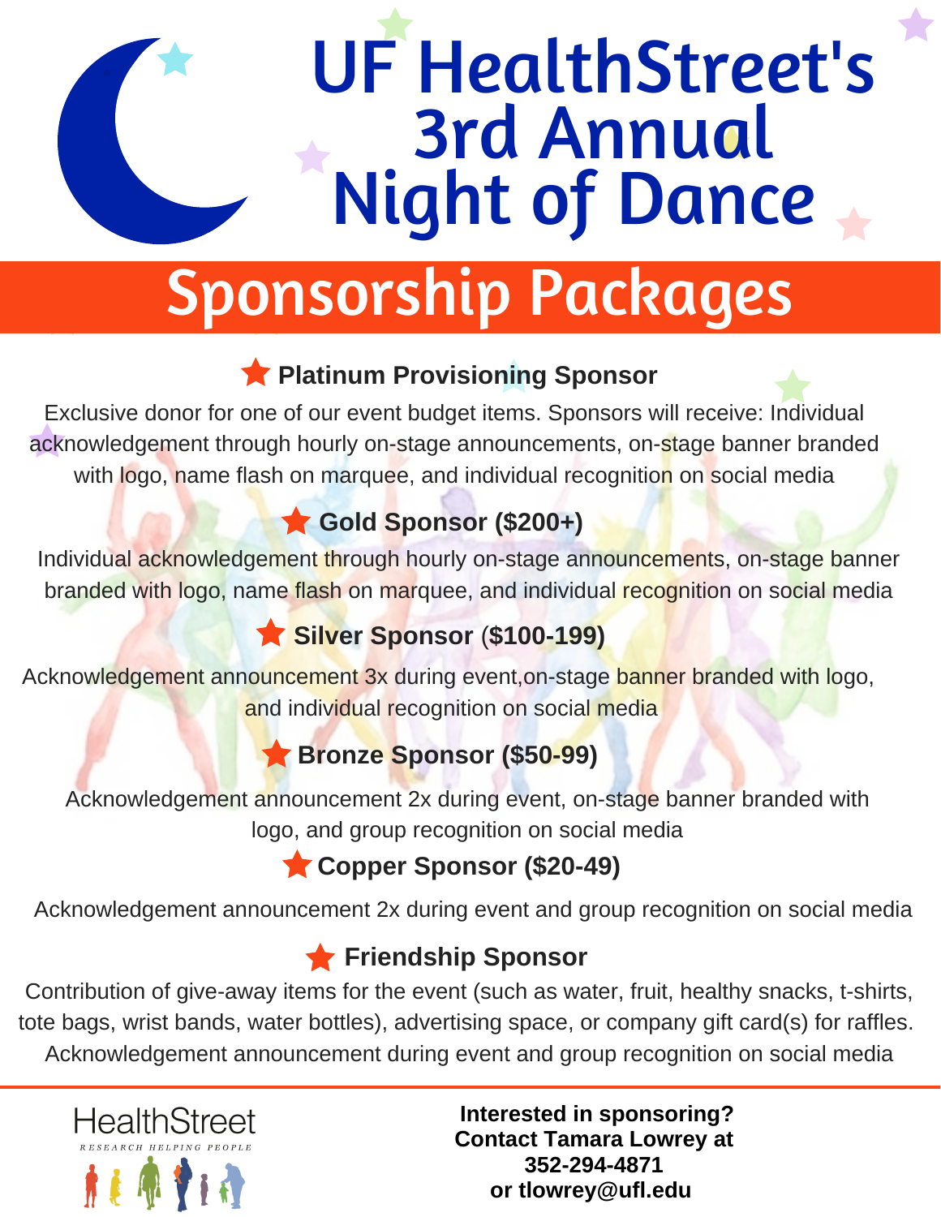# UF HealthStreet's 3rd Annual Night of Dance

## Sponsorship Packages

### ★ Platinum Provisioning Sponsor

Exclusive donor for one of our event budget items. Sponsors will receive: Individual acknowledgement through hourly on-stage announcements, on-stage banner branded with logo, name flash on marquee, and individual recognition on social media

### ★ Gold Sponsor ($200+)

Individual acknowledgement through hourly on-stage announcements, on-stage banner branded with logo, name flash on marquee, and individual recognition on social media

### ★ Silver Sponsor ($100-199)

Acknowledgement announcement 3x during event,on-stage banner branded with logo, and individual recognition on social media

### ★ Bronze Sponsor ($50-99)

Acknowledgement announcement 2x during event, on-stage banner branded with logo, and group recognition on social media

### ★ Copper Sponsor ($20-49)

Acknowledgement announcement 2x during event and group recognition on social media

### ★ Friendship Sponsor

Contribution of give-away items for the event (such as water, fruit, healthy snacks, t-shirts, tote bags, wrist bands, water bottles), advertising space, or company gift card(s) for raffles. Acknowledgement announcement during event and group recognition on social media

---

HealthStreet
RESEARCH HELPING PEOPLE

**Interested in sponsoring?**
**Contact Tamara Lowrey at**
**352-294-4871**
**or tlowrey@ufl.edu**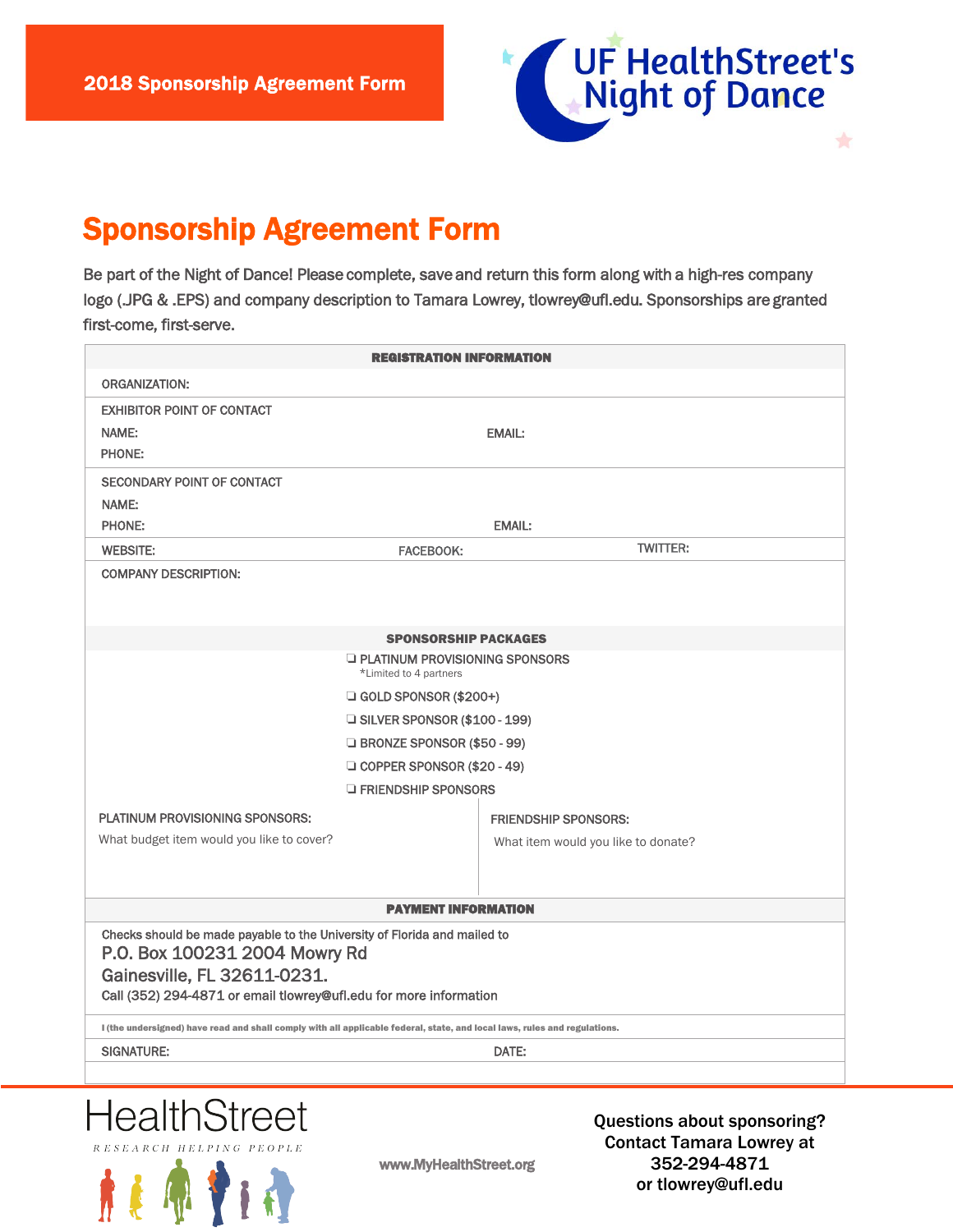2018 Sponsorship Agreement Form

UF HealthStreet's Night of Dance

# Sponsorship Agreement Form

Be part of the Night of Dance! Please complete, save and return this form along with a high-res company logo (.JPG & .EPS) and company description to Tamara Lowrey, tlowrey@ufl.edu. Sponsorships are granted first-come, first-serve.

**REGISTRATION INFORMATION**

ORGANIZATION:

EXHIBITOR POINT OF CONTACT
NAME: EMAIL:
PHONE:

SECONDARY POINT OF CONTACT
NAME:
PHONE: EMAIL:

WEBSITE: FACEBOOK: TWITTER:

COMPANY DESCRIPTION:

**SPONSORSHIP PACKAGES**

- ❑ PLATINUM PROVISIONING SPONSORS
  *Limited to 4 partners
- ❑ GOLD SPONSOR ($200+)
- ❑ SILVER SPONSOR ($100 - 199)
- ❑ BRONZE SPONSOR ($50 - 99)
- ❑ COPPER SPONSOR ($20 - 49)
- ❑ FRIENDSHIP SPONSORS

| PLATINUM PROVISIONING SPONSORS: | FRIENDSHIP SPONSORS: |
|---|---|
| What budget item would you like to cover? | What item would you like to donate? |

**PAYMENT INFORMATION**

Checks should be made payable to the University of Florida and mailed to
P.O. Box 100231 2004 Mowry Rd
Gainesville, FL 32611-0231.
Call (352) 294-4871 or email tlowrey@ufl.edu for more information

I (the undersigned) have read and shall comply with all applicable federal, state, and local laws, rules and regulations.

SIGNATURE: DATE:

HealthStreet
RESEARCH HELPING PEOPLE

www.MyHealthStreet.org

Questions about sponsoring?
Contact Tamara Lowrey at
352-294-4871
or tlowrey@ufl.edu